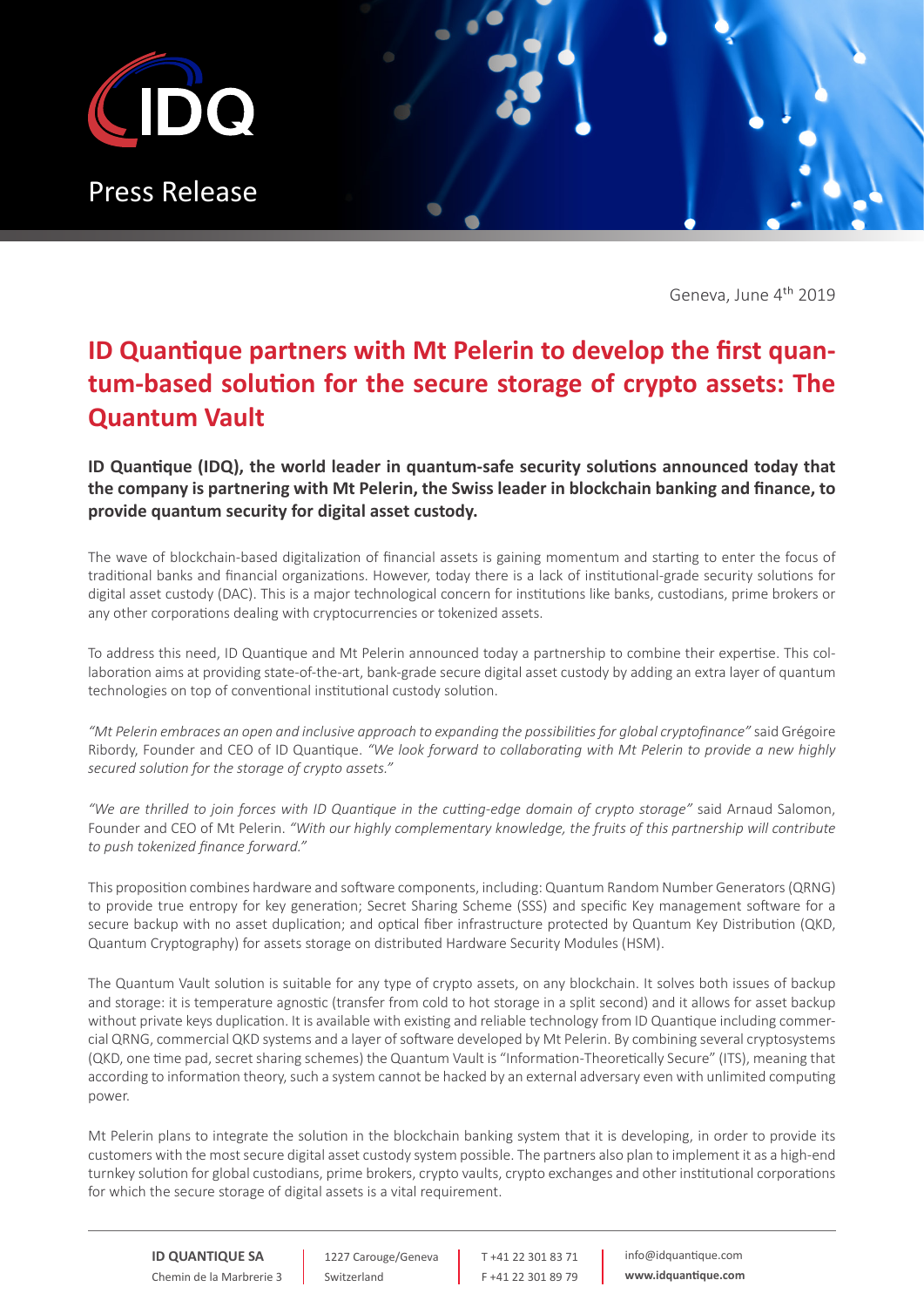Press Release

Geneva, June 4th 2019

# ID Quantique partners with Mt Pelerin to develop the first quantum-based solution for the secure storage of crypto assets: The Quantum Vault

**ID Quantique (IDQ), the world leader in quantum-safe security solutions announced today that the company is partnering with Mt Pelerin, the Swiss leader in blockchain banking and finance, to provide quantum security for digital asset custody.**

The wave of blockchain-based digitalization of financial assets is gaining momentum and starting to enter the focus of traditional banks and financial organizations. However, today there is a lack of institutional-grade security solutions for digital asset custody (DAC). This is a major technological concern for institutions like banks, custodians, prime brokers or any other corporations dealing with cryptocurrencies or tokenized assets.

To address this need, ID Quantique and Mt Pelerin announced today a partnership to combine their expertise. This collaboration aims at providing state-of-the-art, bank-grade secure digital asset custody by adding an extra layer of quantum technologies on top of conventional institutional custody solution.

*"Mt Pelerin embraces an open and inclusive approach to expanding the possibilities for global cryptofinance"* said Grégoire Ribordy, Founder and CEO of ID Quantique. *"We look forward to collaborating with Mt Pelerin to provide a new highly secured solution for the storage of crypto assets."*

*"We are thrilled to join forces with ID Quantique in the cutting-edge domain of crypto storage"* said Arnaud Salomon, Founder and CEO of Mt Pelerin. *"With our highly complementary knowledge, the fruits of this partnership will contribute to push tokenized finance forward."*

This proposition combines hardware and software components, including: Quantum Random Number Generators (QRNG) to provide true entropy for key generation; Secret Sharing Scheme (SSS) and specific Key management software for a secure backup with no asset duplication; and optical fiber infrastructure protected by Quantum Key Distribution (QKD, Quantum Cryptography) for assets storage on distributed Hardware Security Modules (HSM).

The Quantum Vault solution is suitable for any type of crypto assets, on any blockchain. It solves both issues of backup and storage: it is temperature agnostic (transfer from cold to hot storage in a split second) and it allows for asset backup without private keys duplication. It is available with existing and reliable technology from ID Quantique including commercial QRNG, commercial QKD systems and a layer of software developed by Mt Pelerin. By combining several cryptosystems (QKD, one time pad, secret sharing schemes) the Quantum Vault is "Information-Theoretically Secure" (ITS), meaning that according to information theory, such a system cannot be hacked by an external adversary even with unlimited computing power.

Mt Pelerin plans to integrate the solution in the blockchain banking system that it is developing, in order to provide its customers with the most secure digital asset custody system possible. The partners also plan to implement it as a high-end turnkey solution for global custodians, prime brokers, crypto vaults, crypto exchanges and other institutional corporations for which the secure storage of digital assets is a vital requirement.

**ID QUANTIQUE SA** Chemin de la Marbrerie 3 | 1227 Carouge/Geneva Switzerland | T +41 22 301 83 71 F +41 22 301 89 79 | info@idquantique.com **www.idquantique.com**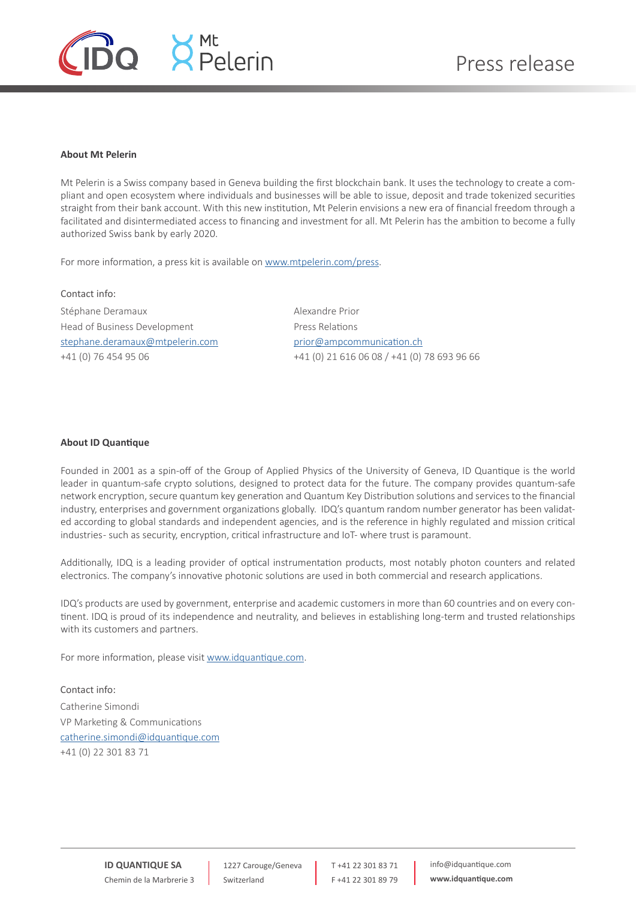### About Mt Pelerin

Mt Pelerin is a Swiss company based in Geneva building the first blockchain bank. It uses the technology to create a compliant and open ecosystem where individuals and businesses will be able to issue, deposit and trade tokenized securities straight from their bank account. With this new institution, Mt Pelerin envisions a new era of financial freedom through a facilitated and disintermediated access to financing and investment for all. Mt Pelerin has the ambition to become a fully authorized Swiss bank by early 2020.

For more information, a press kit is available on [www.mtpelerin.com/press](www.mtpelerin.com/press).

Contact info:

Stéphane Deramaux
Head of Business Development
[stephane.deramaux@mtpelerin.com](mailto:stephane.deramaux@mtpelerin.com)
+41 (0) 76 454 95 06

Alexandre Prior
Press Relations
[prior@ampcommunication.ch](mailto:prior@ampcommunication.ch)
+41 (0) 21 616 06 08 / +41 (0) 78 693 96 66

### About ID Quantique

Founded in 2001 as a spin-off of the Group of Applied Physics of the University of Geneva, ID Quantique is the world leader in quantum-safe crypto solutions, designed to protect data for the future. The company provides quantum-safe network encryption, secure quantum key generation and Quantum Key Distribution solutions and services to the financial industry, enterprises and government organizations globally. IDQ's quantum random number generator has been validated according to global standards and independent agencies, and is the reference in highly regulated and mission critical industries- such as security, encryption, critical infrastructure and IoT- where trust is paramount.

Additionally, IDQ is a leading provider of optical instrumentation products, most notably photon counters and related electronics. The company's innovative photonic solutions are used in both commercial and research applications.

IDQ's products are used by government, enterprise and academic customers in more than 60 countries and on every continent. IDQ is proud of its independence and neutrality, and believes in establishing long-term and trusted relationships with its customers and partners.

For more information, please visit [www.idquantique.com](www.idquantique.com).

Contact info:

Catherine Simondi
VP Marketing & Communications
[catherine.simondi@idquantique.com](mailto:catherine.simondi@idquantique.com)
+41 (0) 22 301 83 71